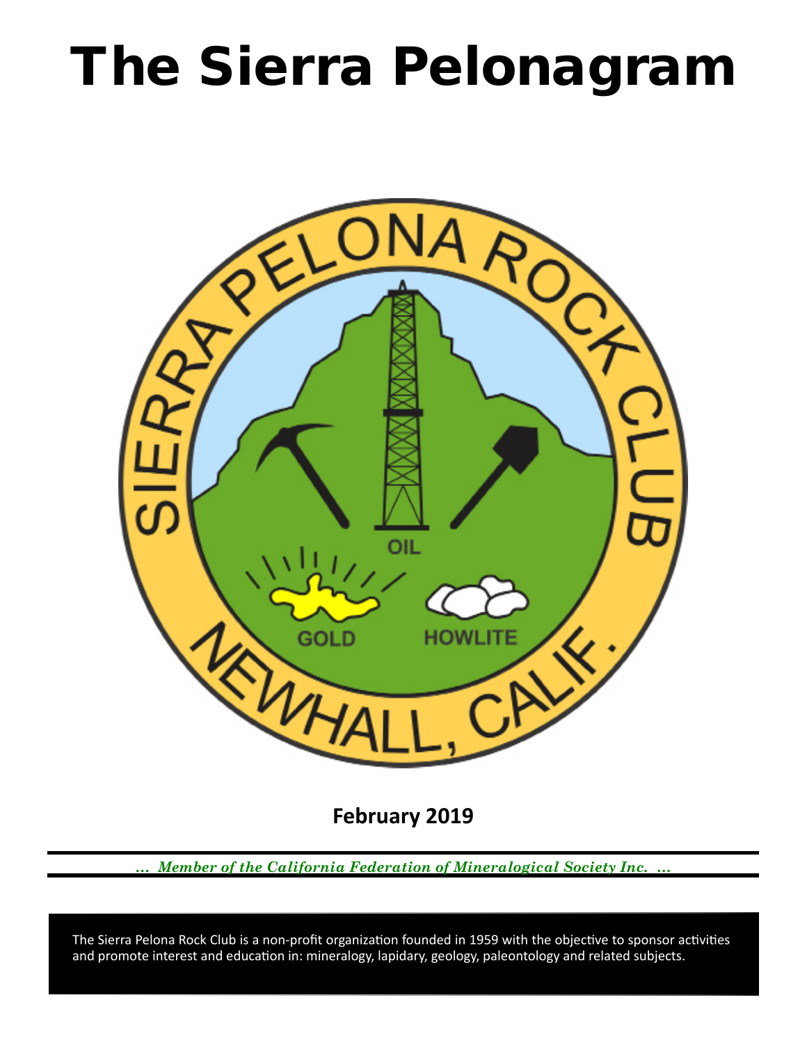# The Sierra Pelonagram

**February 2019**

*... Member of the California Federation of Mineralogical Society Inc. ...*

The Sierra Pelona Rock Club is a non-profit organization founded in 1959 with the objective to sponsor activities and promote interest and education in: mineralogy, lapidary, geology, paleontology and related subjects.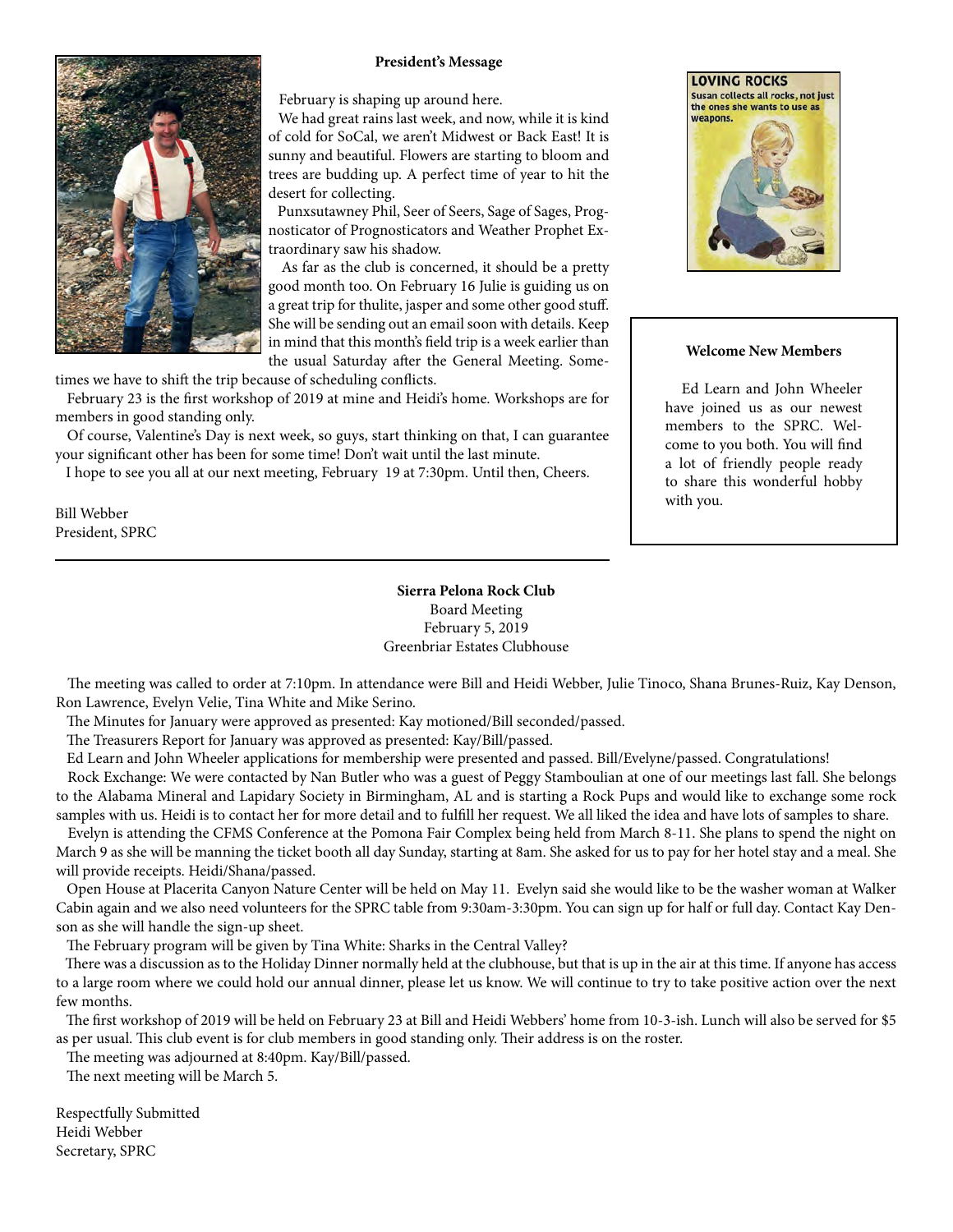**President's Message**

February is shaping up around here.

We had great rains last week, and now, while it is kind of cold for SoCal, we aren't Midwest or Back East! It is sunny and beautiful. Flowers are starting to bloom and trees are budding up. A perfect time of year to hit the desert for collecting.

Punxsutawney Phil, Seer of Seers, Sage of Sages, Prognosticator of Prognosticators and Weather Prophet Extraordinary saw his shadow.

As far as the club is concerned, it should be a pretty good month too. On February 16 Julie is guiding us on a great trip for thulite, jasper and some other good stuff. She will be sending out an email soon with details. Keep in mind that this month's field trip is a week earlier than the usual Saturday after the General Meeting. Sometimes we have to shift the trip because of scheduling conflicts.

February 23 is the first workshop of 2019 at mine and Heidi's home. Workshops are for members in good standing only.

Of course, Valentine's Day is next week, so guys, start thinking on that, I can guarantee your significant other has been for some time! Don't wait until the last minute.

I hope to see you all at our next meeting, February 19 at 7:30pm. Until then, Cheers.

Bill Webber
President, SPRC

**LOVING ROCKS**
Susan collects all rocks, not just the ones she wants to use as weapons.

**Welcome New Members**

Ed Learn and John Wheeler have joined us as our newest members to the SPRC. Welcome to you both. You will find a lot of friendly people ready to share this wonderful hobby with you.

---

**Sierra Pelona Rock Club**
Board Meeting
February 5, 2019
Greenbriar Estates Clubhouse

The meeting was called to order at 7:10pm. In attendance were Bill and Heidi Webber, Julie Tinoco, Shana Brunes-Ruiz, Kay Denson, Ron Lawrence, Evelyn Velie, Tina White and Mike Serino.

The Minutes for January were approved as presented: Kay motioned/Bill seconded/passed.

The Treasurers Report for January was approved as presented: Kay/Bill/passed.

Ed Learn and John Wheeler applications for membership were presented and passed. Bill/Evelyne/passed. Congratulations!

Rock Exchange: We were contacted by Nan Butler who was a guest of Peggy Stamboulian at one of our meetings last fall. She belongs to the Alabama Mineral and Lapidary Society in Birmingham, AL and is starting a Rock Pups and would like to exchange some rock samples with us. Heidi is to contact her for more detail and to fulfill her request. We all liked the idea and have lots of samples to share.

Evelyn is attending the CFMS Conference at the Pomona Fair Complex being held from March 8-11. She plans to spend the night on March 9 as she will be manning the ticket booth all day Sunday, starting at 8am. She asked for us to pay for her hotel stay and a meal. She will provide receipts. Heidi/Shana/passed.

Open House at Placerita Canyon Nature Center will be held on May 11. Evelyn said she would like to be the washer woman at Walker Cabin again and we also need volunteers for the SPRC table from 9:30am-3:30pm. You can sign up for half or full day. Contact Kay Denson as she will handle the sign-up sheet.

The February program will be given by Tina White: Sharks in the Central Valley?

There was a discussion as to the Holiday Dinner normally held at the clubhouse, but that is up in the air at this time. If anyone has access to a large room where we could hold our annual dinner, please let us know. We will continue to try to take positive action over the next few months.

The first workshop of 2019 will be held on February 23 at Bill and Heidi Webbers' home from 10-3-ish. Lunch will also be served for $5 as per usual. This club event is for club members in good standing only. Their address is on the roster.

The meeting was adjourned at 8:40pm. Kay/Bill/passed.

The next meeting will be March 5.

Respectfully Submitted
Heidi Webber
Secretary, SPRC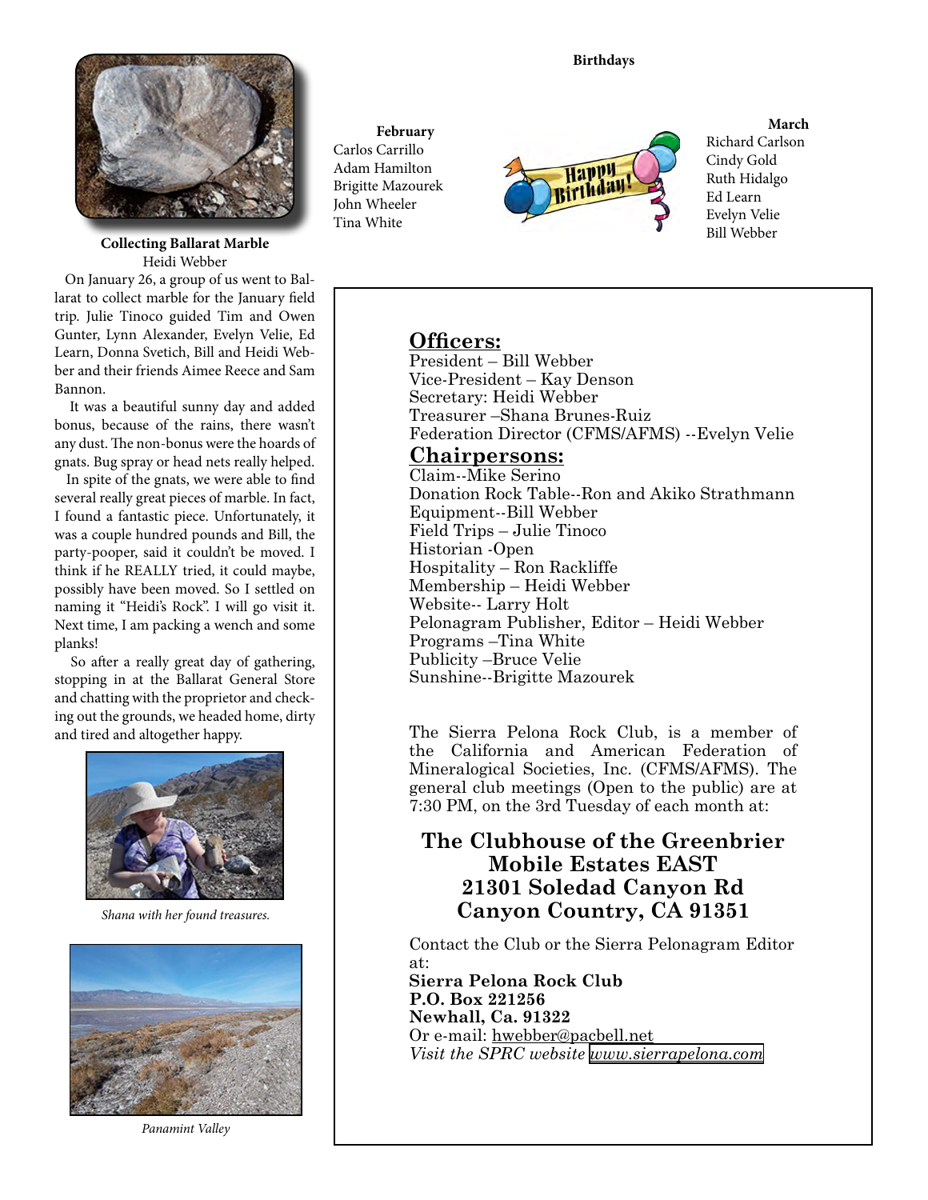### Collecting Ballarat Marble

Heidi Webber

On January 26, a group of us went to Ballarat to collect marble for the January field trip. Julie Tinoco guided Tim and Owen Gunter, Lynn Alexander, Evelyn Velie, Ed Learn, Donna Svetich, Bill and Heidi Webber and their friends Aimee Reece and Sam Bannon.

It was a beautiful sunny day and added bonus, because of the rains, there wasn't any dust. The non-bonus were the hoards of gnats. Bug spray or head nets really helped.

In spite of the gnats, we were able to find several really great pieces of marble. In fact, I found a fantastic piece. Unfortunately, it was a couple hundred pounds and Bill, the party-pooper, said it couldn't be moved. I think if he REALLY tried, it could maybe, possibly have been moved. So I settled on naming it "Heidi's Rock". I will go visit it. Next time, I am packing a wench and some planks!

So after a really great day of gathering, stopping in at the Ballarat General Store and chatting with the proprietor and checking out the grounds, we headed home, dirty and tired and altogether happy.

*Shana with her found treasures.*

*Panamint Valley*

### Birthdays

**February**
Carlos Carrillo
Adam Hamilton
Brigitte Mazourek
John Wheeler
Tina White

**March**
Richard Carlson
Cindy Gold
Ruth Hidalgo
Ed Learn
Evelyn Velie
Bill Webber

## Officers:

President – Bill Webber
Vice-President – Kay Denson
Secretary: Heidi Webber
Treasurer –Shana Brunes-Ruiz
Federation Director (CFMS/AFMS) --Evelyn Velie

## Chairpersons:

Claim--Mike Serino
Donation Rock Table--Ron and Akiko Strathmann
Equipment--Bill Webber
Field Trips – Julie Tinoco
Historian -Open
Hospitality – Ron Rackliffe
Membership – Heidi Webber
Website-- Larry Holt
Pelonagram Publisher, Editor – Heidi Webber
Programs –Tina White
Publicity –Bruce Velie
Sunshine--Brigitte Mazourek

The Sierra Pelona Rock Club, is a member of the California and American Federation of Mineralogical Societies, Inc. (CFMS/AFMS). The general club meetings (Open to the public) are at 7:30 PM, on the 3rd Tuesday of each month at:

**The Clubhouse of the Greenbrier Mobile Estates EAST**
**21301 Soledad Canyon Rd**
**Canyon Country, CA 91351**

Contact the Club or the Sierra Pelonagram Editor at:
**Sierra Pelona Rock Club**
**P.O. Box 221256**
**Newhall, Ca. 91322**
Or e-mail: hwebber@pacbell.net
*Visit the SPRC website www.sierrapelona.com*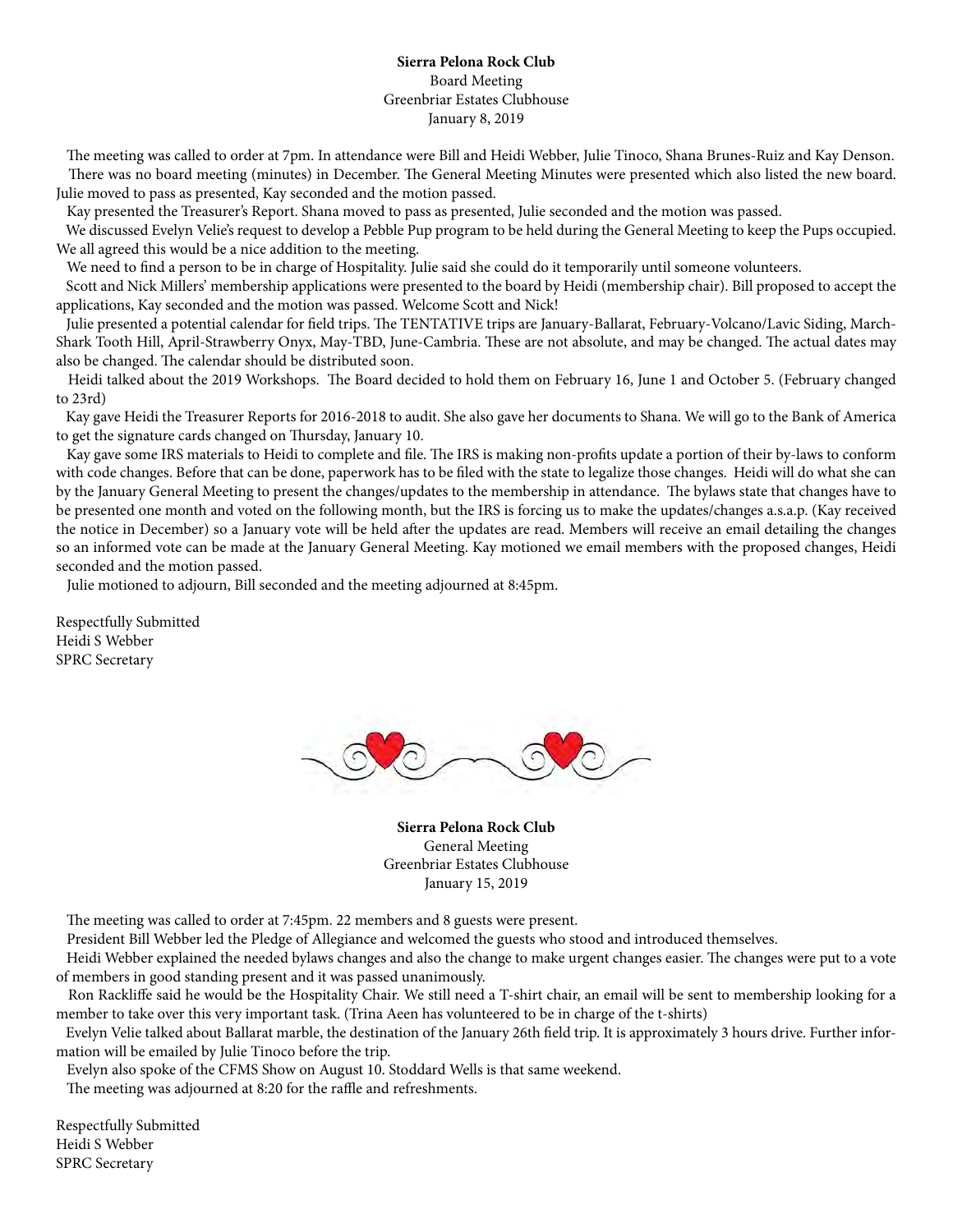**Sierra Pelona Rock Club**
Board Meeting
Greenbriar Estates Clubhouse
January 8, 2019

The meeting was called to order at 7pm. In attendance were Bill and Heidi Webber, Julie Tinoco, Shana Brunes-Ruiz and Kay Denson.

There was no board meeting (minutes) in December. The General Meeting Minutes were presented which also listed the new board. Julie moved to pass as presented, Kay seconded and the motion passed.

Kay presented the Treasurer's Report. Shana moved to pass as presented, Julie seconded and the motion was passed.

We discussed Evelyn Velie's request to develop a Pebble Pup program to be held during the General Meeting to keep the Pups occupied. We all agreed this would be a nice addition to the meeting.

We need to find a person to be in charge of Hospitality. Julie said she could do it temporarily until someone volunteers.

Scott and Nick Millers' membership applications were presented to the board by Heidi (membership chair). Bill proposed to accept the applications, Kay seconded and the motion was passed. Welcome Scott and Nick!

Julie presented a potential calendar for field trips. The TENTATIVE trips are January-Ballarat, February-Volcano/Lavic Siding, March-Shark Tooth Hill, April-Strawberry Onyx, May-TBD, June-Cambria. These are not absolute, and may be changed. The actual dates may also be changed. The calendar should be distributed soon.

Heidi talked about the 2019 Workshops. The Board decided to hold them on February 16, June 1 and October 5. (February changed to 23rd)

Kay gave Heidi the Treasurer Reports for 2016-2018 to audit. She also gave her documents to Shana. We will go to the Bank of America to get the signature cards changed on Thursday, January 10.

Kay gave some IRS materials to Heidi to complete and file. The IRS is making non-profits update a portion of their by-laws to conform with code changes. Before that can be done, paperwork has to be filed with the state to legalize those changes. Heidi will do what she can by the January General Meeting to present the changes/updates to the membership in attendance. The bylaws state that changes have to be presented one month and voted on the following month, but the IRS is forcing us to make the updates/changes a.s.a.p. (Kay received the notice in December) so a January vote will be held after the updates are read. Members will receive an email detailing the changes so an informed vote can be made at the January General Meeting. Kay motioned we email members with the proposed changes, Heidi seconded and the motion passed.

Julie motioned to adjourn, Bill seconded and the meeting adjourned at 8:45pm.

Respectfully Submitted
Heidi S Webber
SPRC Secretary

**Sierra Pelona Rock Club**
General Meeting
Greenbriar Estates Clubhouse
January 15, 2019

The meeting was called to order at 7:45pm. 22 members and 8 guests were present.

President Bill Webber led the Pledge of Allegiance and welcomed the guests who stood and introduced themselves.

Heidi Webber explained the needed bylaws changes and also the change to make urgent changes easier. The changes were put to a vote of members in good standing present and it was passed unanimously.

Ron Rackliffe said he would be the Hospitality Chair. We still need a T-shirt chair, an email will be sent to membership looking for a member to take over this very important task. (Trina Aeen has volunteered to be in charge of the t-shirts)

Evelyn Velie talked about Ballarat marble, the destination of the January 26th field trip. It is approximately 3 hours drive. Further information will be emailed by Julie Tinoco before the trip.

Evelyn also spoke of the CFMS Show on August 10. Stoddard Wells is that same weekend.

The meeting was adjourned at 8:20 for the raffle and refreshments.

Respectfully Submitted
Heidi S Webber
SPRC Secretary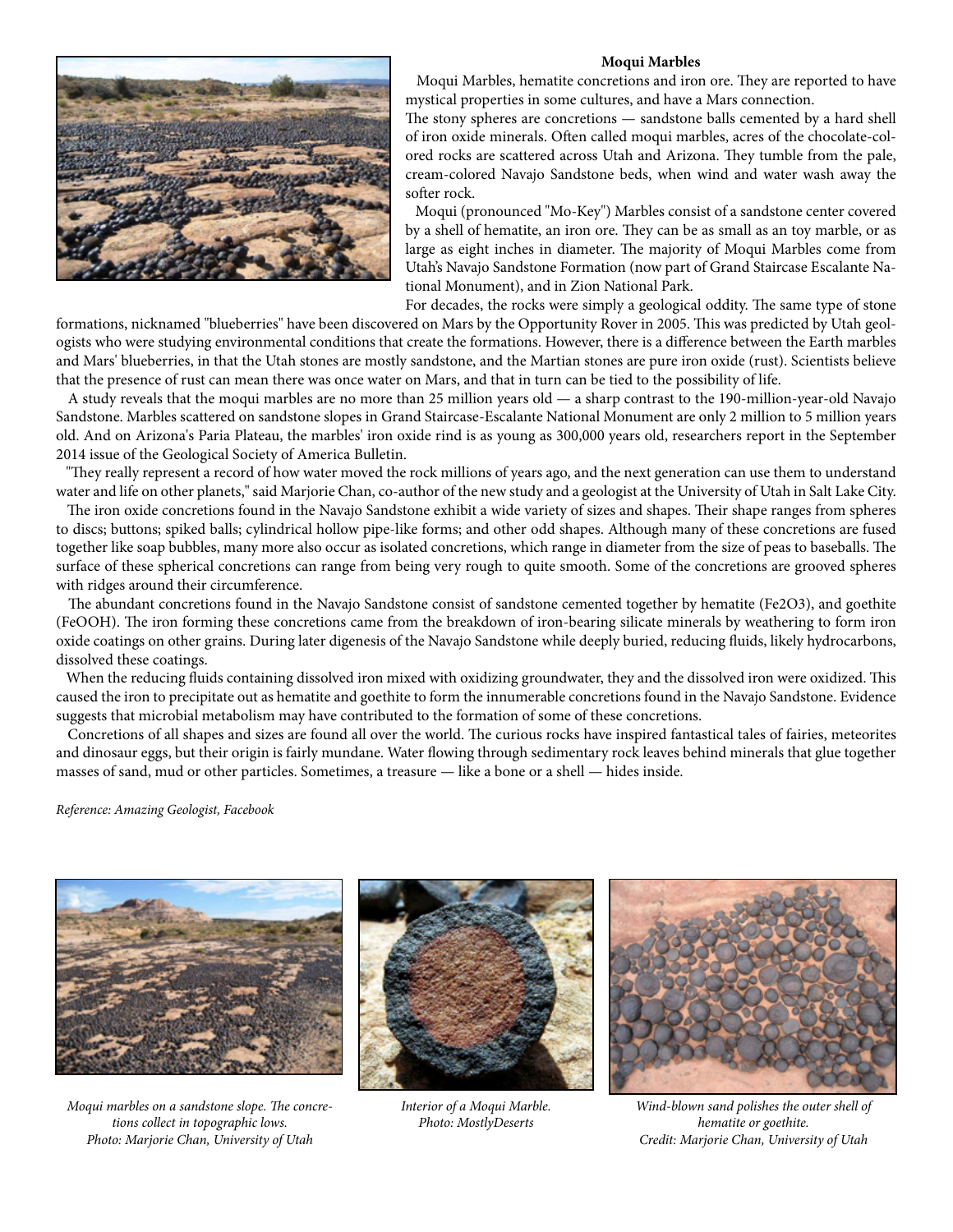**Moqui Marbles**

Moqui Marbles, hematite concretions and iron ore. They are reported to have mystical properties in some cultures, and have a Mars connection.

The stony spheres are concretions — sandstone balls cemented by a hard shell of iron oxide minerals. Often called moqui marbles, acres of the chocolate-colored rocks are scattered across Utah and Arizona. They tumble from the pale, cream-colored Navajo Sandstone beds, when wind and water wash away the softer rock.

Moqui (pronounced "Mo-Key") Marbles consist of a sandstone center covered by a shell of hematite, an iron ore. They can be as small as an toy marble, or as large as eight inches in diameter. The majority of Moqui Marbles come from Utah's Navajo Sandstone Formation (now part of Grand Staircase Escalante National Monument), and in Zion National Park.

For decades, the rocks were simply a geological oddity. The same type of stone formations, nicknamed "blueberries" have been discovered on Mars by the Opportunity Rover in 2005. This was predicted by Utah geologists who were studying environmental conditions that create the formations. However, there is a difference between the Earth marbles and Mars' blueberries, in that the Utah stones are mostly sandstone, and the Martian stones are pure iron oxide (rust). Scientists believe that the presence of rust can mean there was once water on Mars, and that in turn can be tied to the possibility of life.

A study reveals that the moqui marbles are no more than 25 million years old — a sharp contrast to the 190-million-year-old Navajo Sandstone. Marbles scattered on sandstone slopes in Grand Staircase-Escalante National Monument are only 2 million to 5 million years old. And on Arizona's Paria Plateau, the marbles' iron oxide rind is as young as 300,000 years old, researchers report in the September 2014 issue of the Geological Society of America Bulletin.

"They really represent a record of how water moved the rock millions of years ago, and the next generation can use them to understand water and life on other planets," said Marjorie Chan, co-author of the new study and a geologist at the University of Utah in Salt Lake City.

The iron oxide concretions found in the Navajo Sandstone exhibit a wide variety of sizes and shapes. Their shape ranges from spheres to discs; buttons; spiked balls; cylindrical hollow pipe-like forms; and other odd shapes. Although many of these concretions are fused together like soap bubbles, many more also occur as isolated concretions, which range in diameter from the size of peas to baseballs. The surface of these spherical concretions can range from being very rough to quite smooth. Some of the concretions are grooved spheres with ridges around their circumference.

The abundant concretions found in the Navajo Sandstone consist of sandstone cemented together by hematite ($Fe_2O_3$), and goethite ($FeOOH$). The iron forming these concretions came from the breakdown of iron-bearing silicate minerals by weathering to form iron oxide coatings on other grains. During later digenesis of the Navajo Sandstone while deeply buried, reducing fluids, likely hydrocarbons, dissolved these coatings.

When the reducing fluids containing dissolved iron mixed with oxidizing groundwater, they and the dissolved iron were oxidized. This caused the iron to precipitate out as hematite and goethite to form the innumerable concretions found in the Navajo Sandstone. Evidence suggests that microbial metabolism may have contributed to the formation of some of these concretions.

Concretions of all shapes and sizes are found all over the world. The curious rocks have inspired fantastical tales of fairies, meteorites and dinosaur eggs, but their origin is fairly mundane. Water flowing through sedimentary rock leaves behind minerals that glue together masses of sand, mud or other particles. Sometimes, a treasure — like a bone or a shell — hides inside.

*Reference: Amazing Geologist, Facebook*

*Moqui marbles on a sandstone slope. The concretions collect in topographic lows.*
*Photo: Marjorie Chan, University of Utah*

*Interior of a Moqui Marble.*
*Photo: MostlyDeserts*

*Wind-blown sand polishes the outer shell of hematite or goethite.*
*Credit: Marjorie Chan, University of Utah*